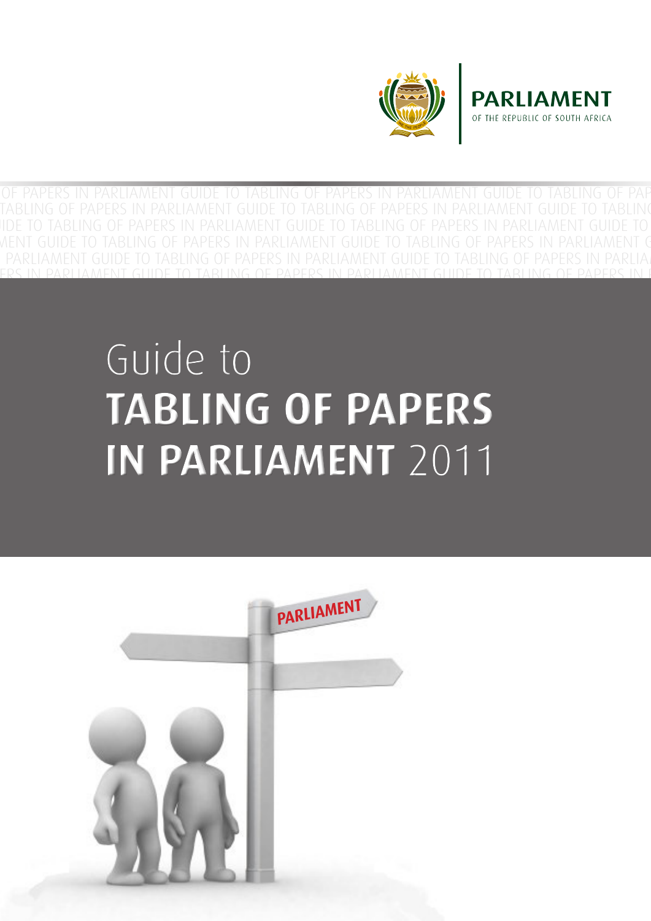**PARLIAMENT**
OF THE REPUBLIC OF SOUTH AFRICA

# Guide to TABLING OF PAPERS IN PARLIAMENT 2011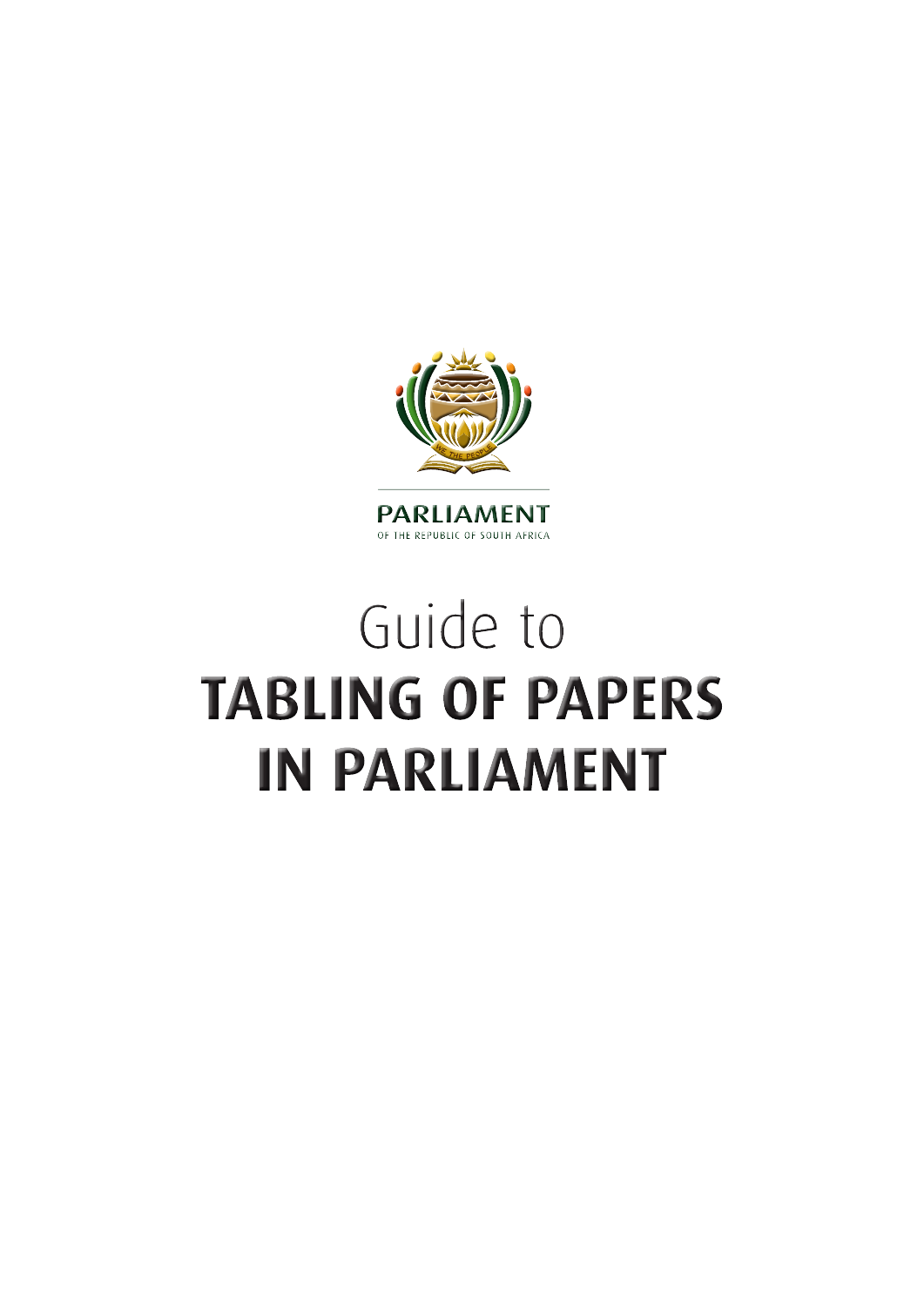PARLIAMENT

OF THE REPUBLIC OF SOUTH AFRICA

# Guide to
# TABLING OF PAPERS IN PARLIAMENT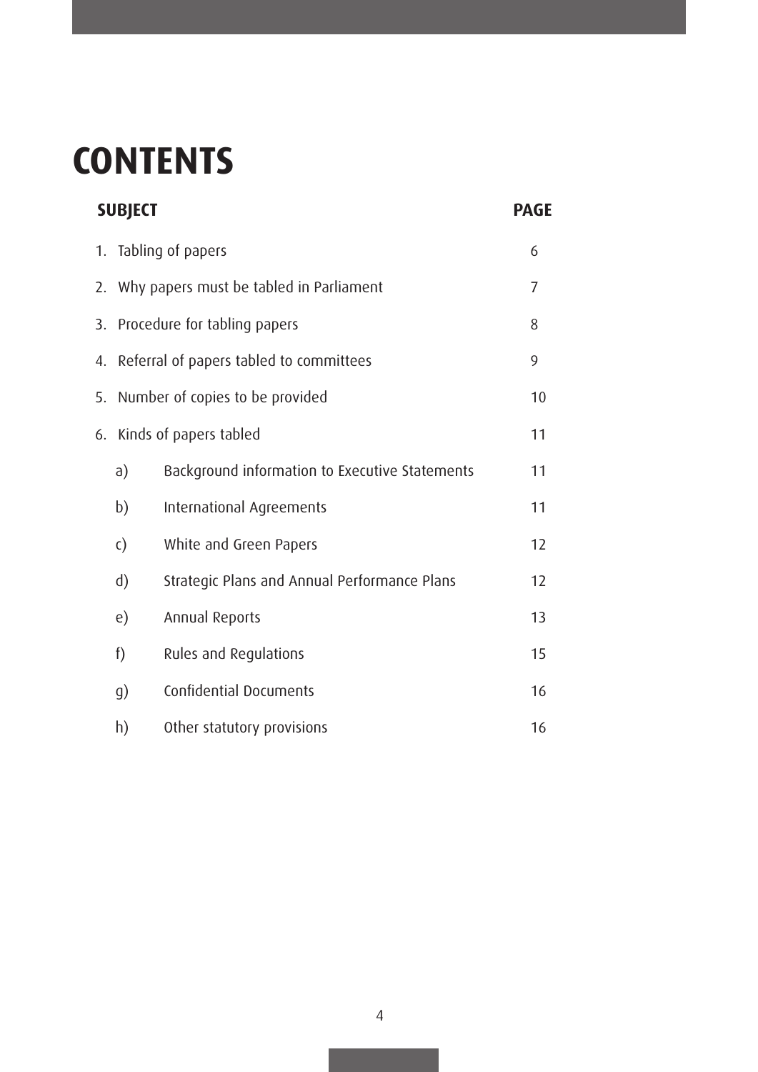# CONTENTS

| SUBJECT | | PAGE |
|---|---|---|
| 1. | Tabling of papers | 6 |
| 2. | Why papers must be tabled in Parliament | 7 |
| 3. | Procedure for tabling papers | 8 |
| 4. | Referral of papers tabled to committees | 9 |
| 5. | Number of copies to be provided | 10 |
| 6. | Kinds of papers tabled | 11 |
| a) | Background information to Executive Statements | 11 |
| b) | International Agreements | 11 |
| c) | White and Green Papers | 12 |
| d) | Strategic Plans and Annual Performance Plans | 12 |
| e) | Annual Reports | 13 |
| f) | Rules and Regulations | 15 |
| g) | Confidential Documents | 16 |
| h) | Other statutory provisions | 16 |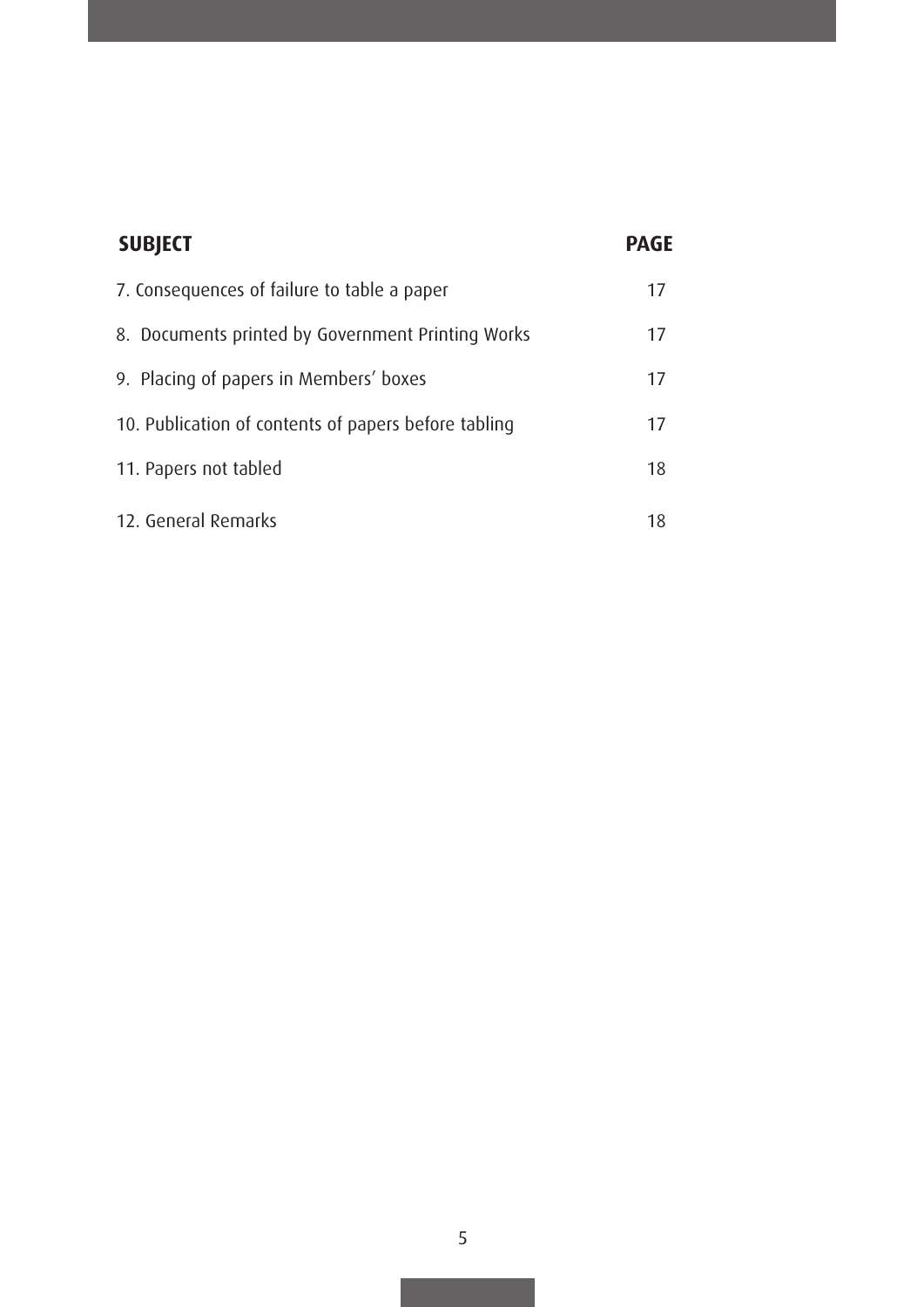| SUBJECT | PAGE |
|---|---|
| 7. Consequences of failure to table a paper | 17 |
| 8. Documents printed by Government Printing Works | 17 |
| 9. Placing of papers in Members' boxes | 17 |
| 10. Publication of contents of papers before tabling | 17 |
| 11. Papers not tabled | 18 |
| 12. General Remarks | 18 |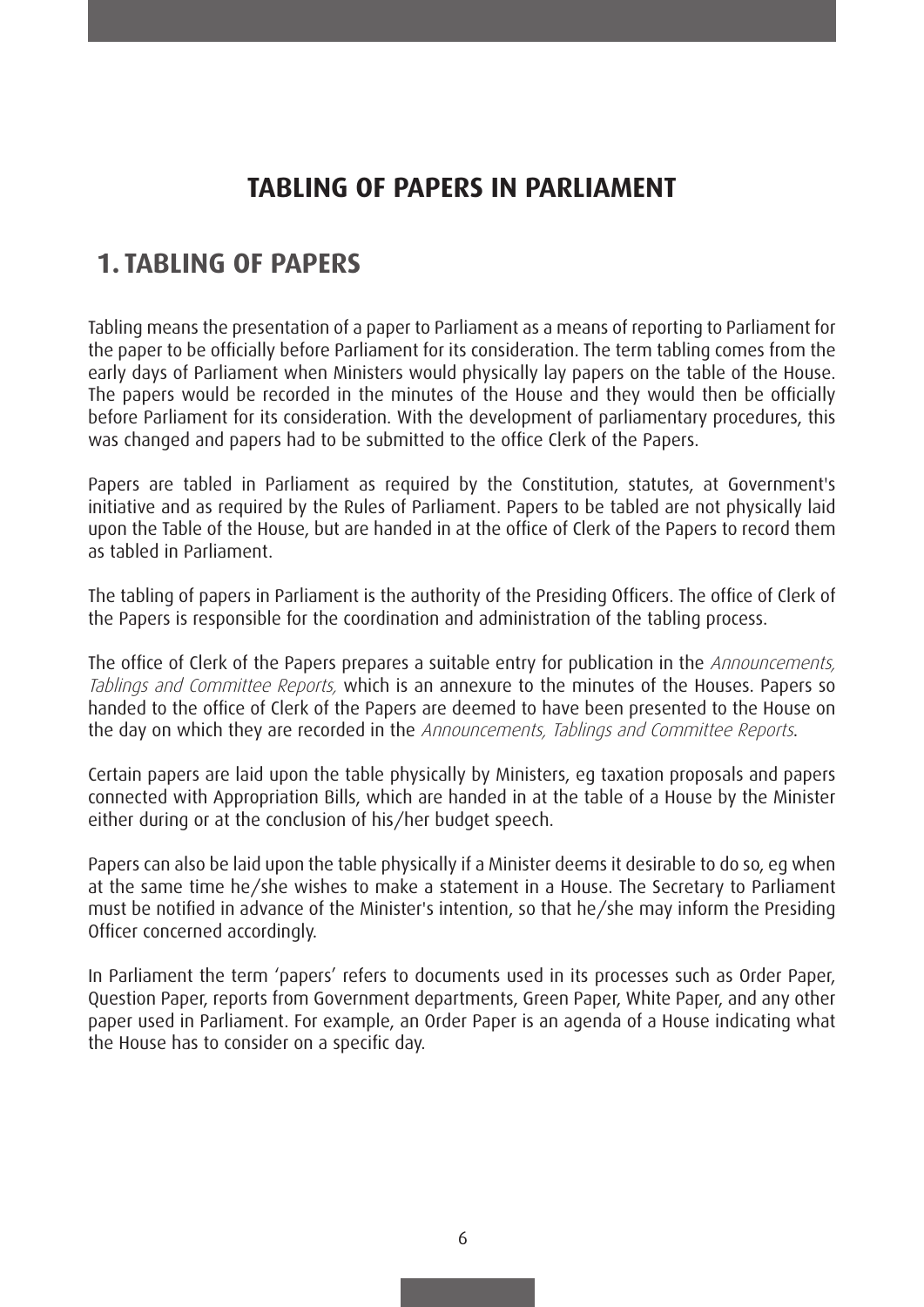# TABLING OF PAPERS IN PARLIAMENT

## 1. TABLING OF PAPERS

Tabling means the presentation of a paper to Parliament as a means of reporting to Parliament for the paper to be officially before Parliament for its consideration. The term tabling comes from the early days of Parliament when Ministers would physically lay papers on the table of the House. The papers would be recorded in the minutes of the House and they would then be officially before Parliament for its consideration. With the development of parliamentary procedures, this was changed and papers had to be submitted to the office Clerk of the Papers.

Papers are tabled in Parliament as required by the Constitution, statutes, at Government's initiative and as required by the Rules of Parliament. Papers to be tabled are not physically laid upon the Table of the House, but are handed in at the office of Clerk of the Papers to record them as tabled in Parliament.

The tabling of papers in Parliament is the authority of the Presiding Officers. The office of Clerk of the Papers is responsible for the coordination and administration of the tabling process.

The office of Clerk of the Papers prepares a suitable entry for publication in the *Announcements, Tablings and Committee Reports,* which is an annexure to the minutes of the Houses. Papers so handed to the office of Clerk of the Papers are deemed to have been presented to the House on the day on which they are recorded in the *Announcements, Tablings and Committee Reports*.

Certain papers are laid upon the table physically by Ministers, eg taxation proposals and papers connected with Appropriation Bills, which are handed in at the table of a House by the Minister either during or at the conclusion of his/her budget speech.

Papers can also be laid upon the table physically if a Minister deems it desirable to do so, eg when at the same time he/she wishes to make a statement in a House. The Secretary to Parliament must be notified in advance of the Minister's intention, so that he/she may inform the Presiding Officer concerned accordingly.

In Parliament the term 'papers' refers to documents used in its processes such as Order Paper, Question Paper, reports from Government departments, Green Paper, White Paper, and any other paper used in Parliament. For example, an Order Paper is an agenda of a House indicating what the House has to consider on a specific day.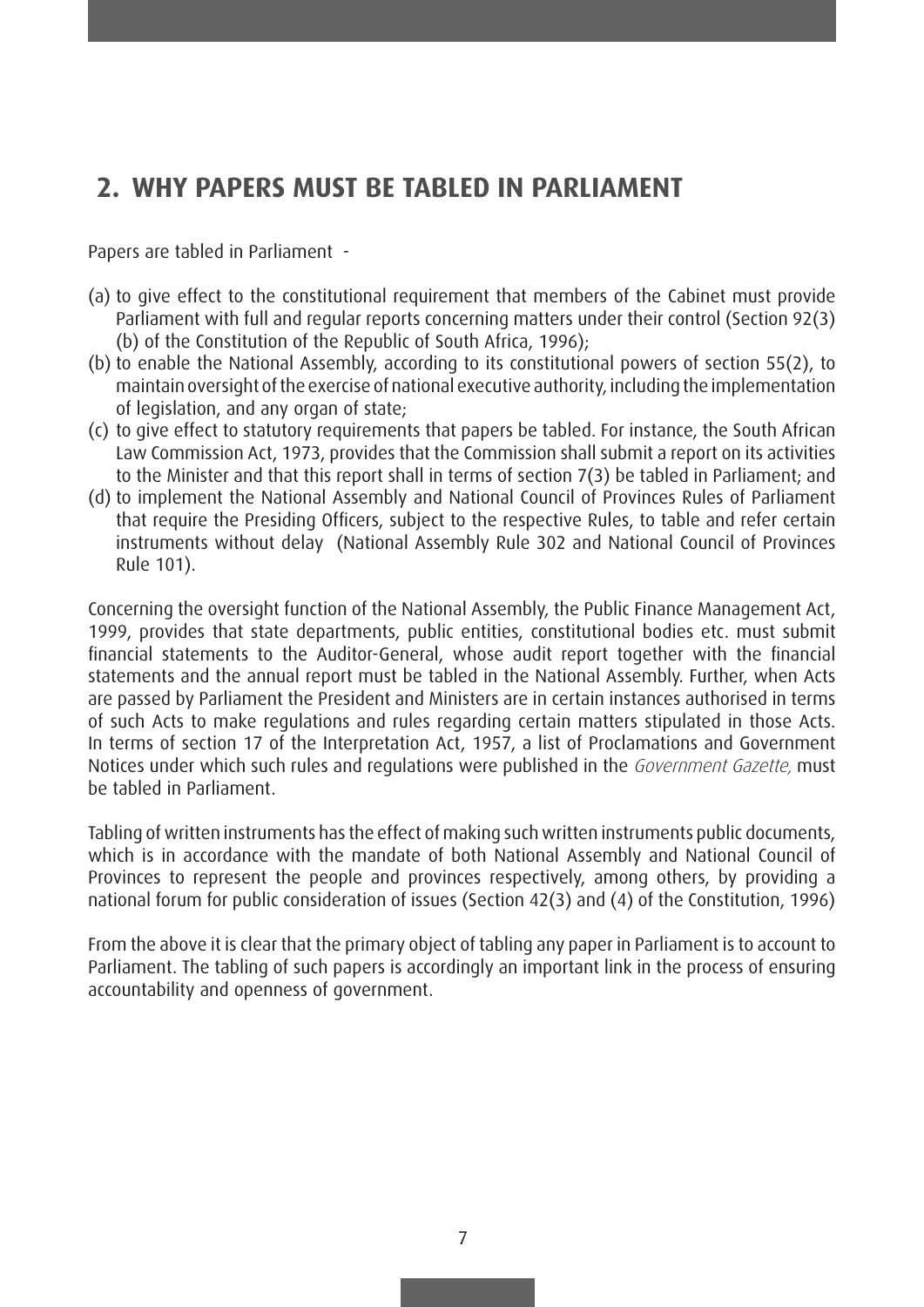## 2. WHY PAPERS MUST BE TABLED IN PARLIAMENT

Papers are tabled in Parliament -

(a) to give effect to the constitutional requirement that members of the Cabinet must provide Parliament with full and regular reports concerning matters under their control (Section 92(3)(b) of the Constitution of the Republic of South Africa, 1996);

(b) to enable the National Assembly, according to its constitutional powers of section 55(2), to maintain oversight of the exercise of national executive authority, including the implementation of legislation, and any organ of state;

(c) to give effect to statutory requirements that papers be tabled. For instance, the South African Law Commission Act, 1973, provides that the Commission shall submit a report on its activities to the Minister and that this report shall in terms of section 7(3) be tabled in Parliament; and

(d) to implement the National Assembly and National Council of Provinces Rules of Parliament that require the Presiding Officers, subject to the respective Rules, to table and refer certain instruments without delay (National Assembly Rule 302 and National Council of Provinces Rule 101).

Concerning the oversight function of the National Assembly, the Public Finance Management Act, 1999, provides that state departments, public entities, constitutional bodies etc. must submit financial statements to the Auditor-General, whose audit report together with the financial statements and the annual report must be tabled in the National Assembly. Further, when Acts are passed by Parliament the President and Ministers are in certain instances authorised in terms of such Acts to make regulations and rules regarding certain matters stipulated in those Acts. In terms of section 17 of the Interpretation Act, 1957, a list of Proclamations and Government Notices under which such rules and regulations were published in the *Government Gazette,* must be tabled in Parliament.

Tabling of written instruments has the effect of making such written instruments public documents, which is in accordance with the mandate of both National Assembly and National Council of Provinces to represent the people and provinces respectively, among others, by providing a national forum for public consideration of issues (Section 42(3) and (4) of the Constitution, 1996)

From the above it is clear that the primary object of tabling any paper in Parliament is to account to Parliament. The tabling of such papers is accordingly an important link in the process of ensuring accountability and openness of government.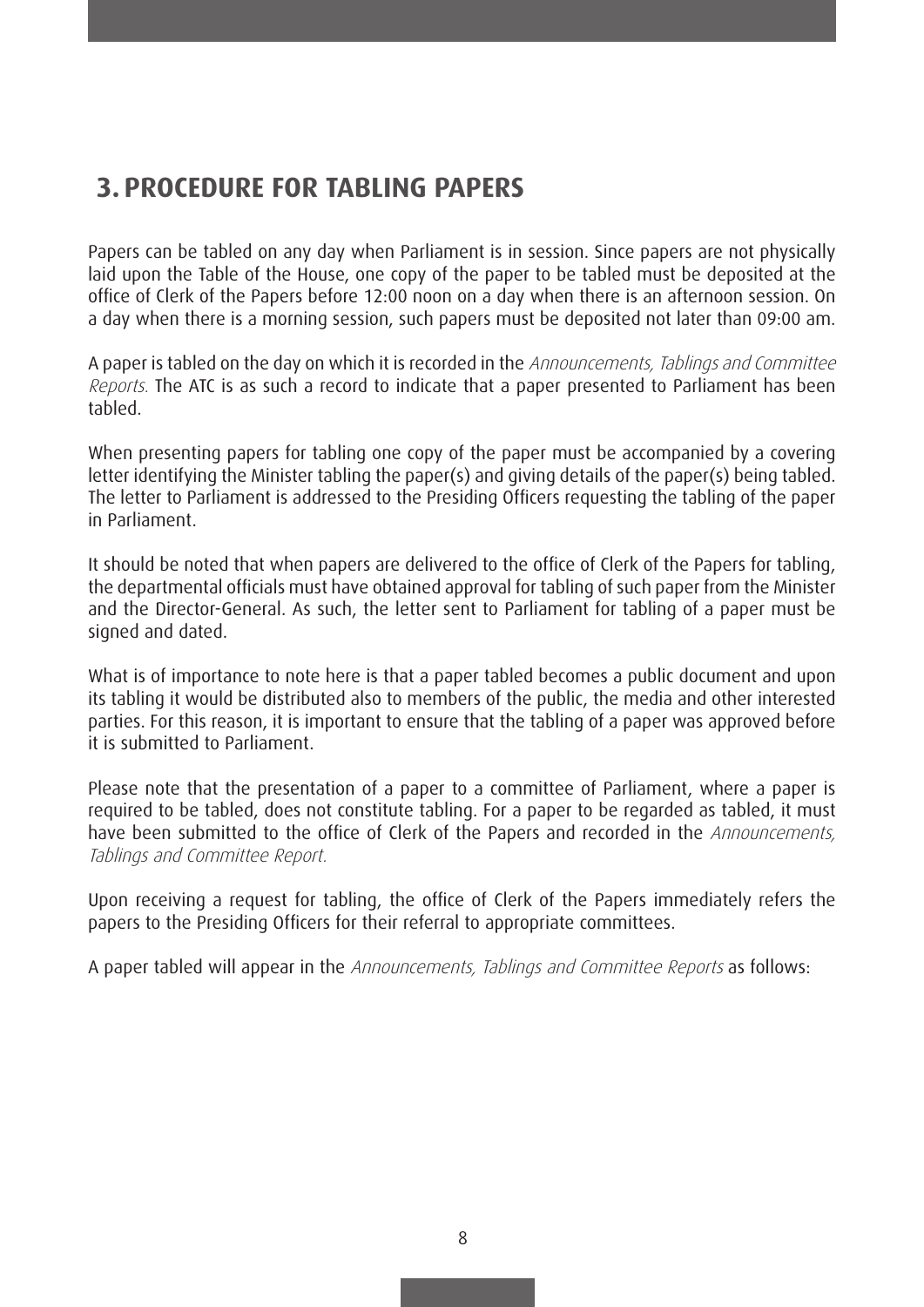## 3. PROCEDURE FOR TABLING PAPERS

Papers can be tabled on any day when Parliament is in session. Since papers are not physically laid upon the Table of the House, one copy of the paper to be tabled must be deposited at the office of Clerk of the Papers before 12:00 noon on a day when there is an afternoon session. On a day when there is a morning session, such papers must be deposited not later than 09:00 am.

A paper is tabled on the day on which it is recorded in the *Announcements, Tablings and Committee Reports.* The ATC is as such a record to indicate that a paper presented to Parliament has been tabled.

When presenting papers for tabling one copy of the paper must be accompanied by a covering letter identifying the Minister tabling the paper(s) and giving details of the paper(s) being tabled. The letter to Parliament is addressed to the Presiding Officers requesting the tabling of the paper in Parliament.

It should be noted that when papers are delivered to the office of Clerk of the Papers for tabling, the departmental officials must have obtained approval for tabling of such paper from the Minister and the Director-General. As such, the letter sent to Parliament for tabling of a paper must be signed and dated.

What is of importance to note here is that a paper tabled becomes a public document and upon its tabling it would be distributed also to members of the public, the media and other interested parties. For this reason, it is important to ensure that the tabling of a paper was approved before it is submitted to Parliament.

Please note that the presentation of a paper to a committee of Parliament, where a paper is required to be tabled, does not constitute tabling. For a paper to be regarded as tabled, it must have been submitted to the office of Clerk of the Papers and recorded in the *Announcements, Tablings and Committee Report.*

Upon receiving a request for tabling, the office of Clerk of the Papers immediately refers the papers to the Presiding Officers for their referral to appropriate committees.

A paper tabled will appear in the *Announcements, Tablings and Committee Reports* as follows: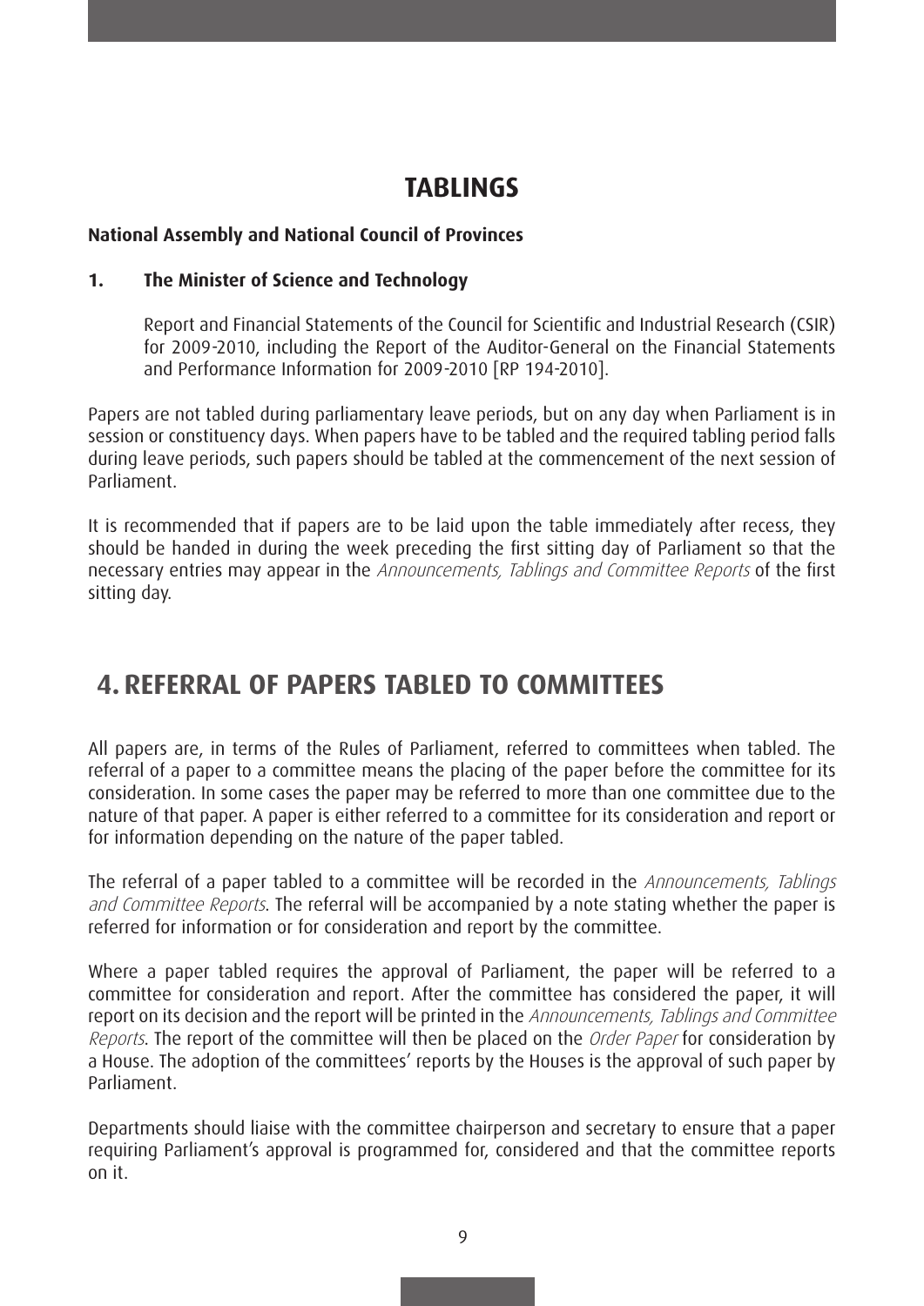## TABLINGS

**National Assembly and National Council of Provinces**

**1. The Minister of Science and Technology**

Report and Financial Statements of the Council for Scientific and Industrial Research (CSIR) for 2009-2010, including the Report of the Auditor-General on the Financial Statements and Performance Information for 2009-2010 [RP 194-2010].

Papers are not tabled during parliamentary leave periods, but on any day when Parliament is in session or constituency days. When papers have to be tabled and the required tabling period falls during leave periods, such papers should be tabled at the commencement of the next session of Parliament.

It is recommended that if papers are to be laid upon the table immediately after recess, they should be handed in during the week preceding the first sitting day of Parliament so that the necessary entries may appear in the *Announcements, Tablings and Committee Reports* of the first sitting day.

# 4. REFERRAL OF PAPERS TABLED TO COMMITTEES

All papers are, in terms of the Rules of Parliament, referred to committees when tabled. The referral of a paper to a committee means the placing of the paper before the committee for its consideration. In some cases the paper may be referred to more than one committee due to the nature of that paper. A paper is either referred to a committee for its consideration and report or for information depending on the nature of the paper tabled.

The referral of a paper tabled to a committee will be recorded in the *Announcements, Tablings and Committee Reports*. The referral will be accompanied by a note stating whether the paper is referred for information or for consideration and report by the committee.

Where a paper tabled requires the approval of Parliament, the paper will be referred to a committee for consideration and report. After the committee has considered the paper, it will report on its decision and the report will be printed in the *Announcements, Tablings and Committee Reports*. The report of the committee will then be placed on the *Order Paper* for consideration by a House. The adoption of the committees' reports by the Houses is the approval of such paper by Parliament.

Departments should liaise with the committee chairperson and secretary to ensure that a paper requiring Parliament's approval is programmed for, considered and that the committee reports on it.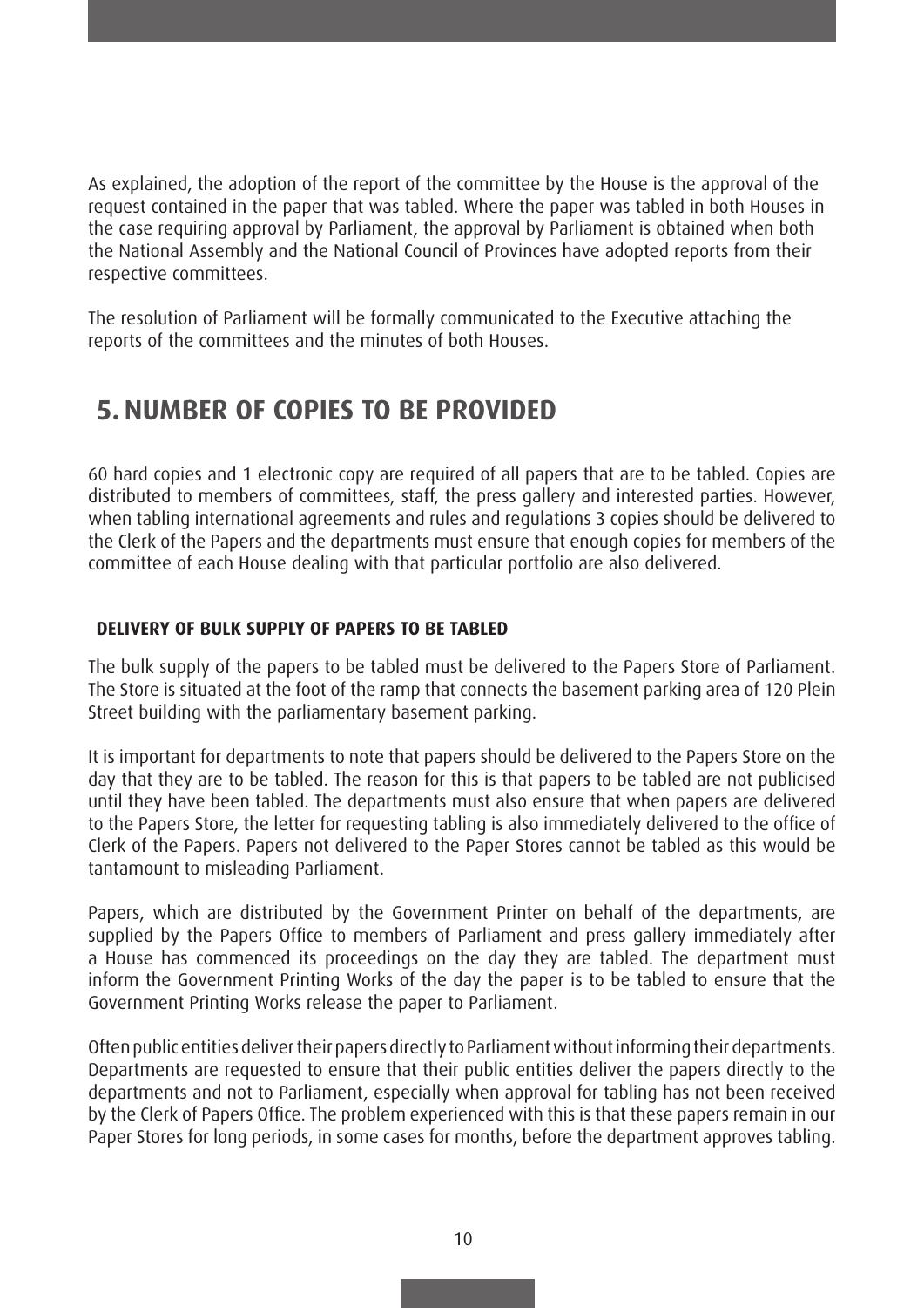As explained, the adoption of the report of the committee by the House is the approval of the request contained in the paper that was tabled. Where the paper was tabled in both Houses in the case requiring approval by Parliament, the approval by Parliament is obtained when both the National Assembly and the National Council of Provinces have adopted reports from their respective committees.

The resolution of Parliament will be formally communicated to the Executive attaching the reports of the committees and the minutes of both Houses.

## 5. NUMBER OF COPIES TO BE PROVIDED

60 hard copies and 1 electronic copy are required of all papers that are to be tabled. Copies are distributed to members of committees, staff, the press gallery and interested parties. However, when tabling international agreements and rules and regulations 3 copies should be delivered to the Clerk of the Papers and the departments must ensure that enough copies for members of the committee of each House dealing with that particular portfolio are also delivered.

### DELIVERY OF BULK SUPPLY OF PAPERS TO BE TABLED

The bulk supply of the papers to be tabled must be delivered to the Papers Store of Parliament. The Store is situated at the foot of the ramp that connects the basement parking area of 120 Plein Street building with the parliamentary basement parking.

It is important for departments to note that papers should be delivered to the Papers Store on the day that they are to be tabled. The reason for this is that papers to be tabled are not publicised until they have been tabled. The departments must also ensure that when papers are delivered to the Papers Store, the letter for requesting tabling is also immediately delivered to the office of Clerk of the Papers. Papers not delivered to the Paper Stores cannot be tabled as this would be tantamount to misleading Parliament.

Papers, which are distributed by the Government Printer on behalf of the departments, are supplied by the Papers Office to members of Parliament and press gallery immediately after a House has commenced its proceedings on the day they are tabled. The department must inform the Government Printing Works of the day the paper is to be tabled to ensure that the Government Printing Works release the paper to Parliament.

Often public entities deliver their papers directly to Parliament without informing their departments. Departments are requested to ensure that their public entities deliver the papers directly to the departments and not to Parliament, especially when approval for tabling has not been received by the Clerk of Papers Office. The problem experienced with this is that these papers remain in our Paper Stores for long periods, in some cases for months, before the department approves tabling.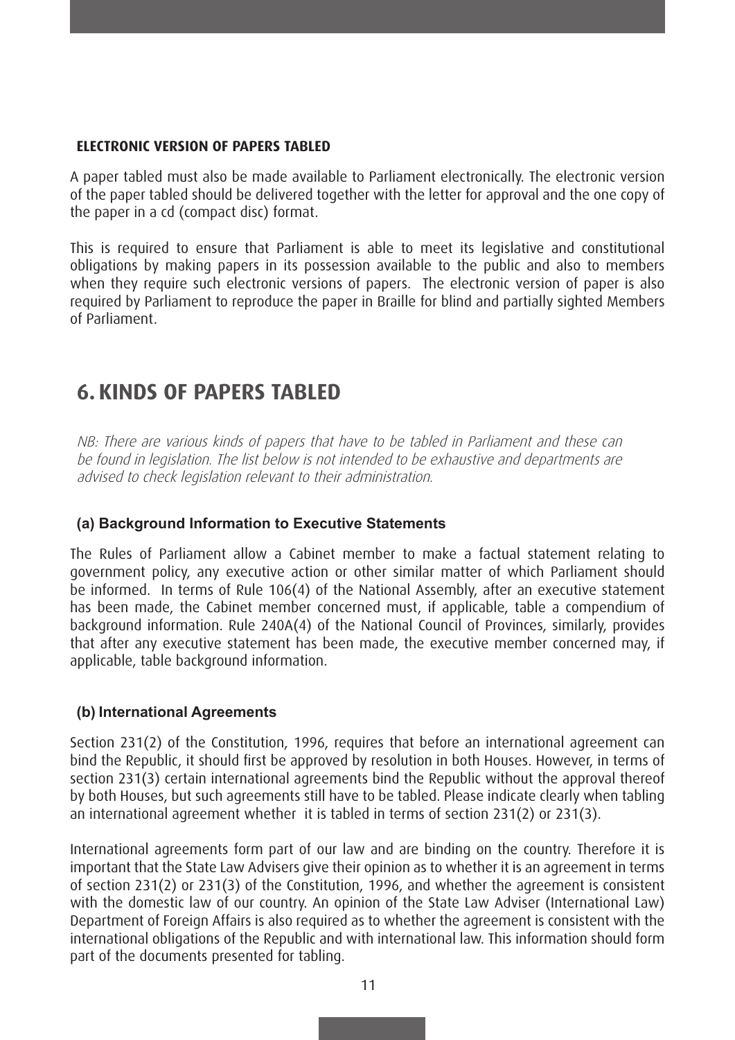#### ELECTRONIC VERSION OF PAPERS TABLED

A paper tabled must also be made available to Parliament electronically. The electronic version of the paper tabled should be delivered together with the letter for approval and the one copy of the paper in a cd (compact disc) format.

This is required to ensure that Parliament is able to meet its legislative and constitutional obligations by making papers in its possession available to the public and also to members when they require such electronic versions of papers. The electronic version of paper is also required by Parliament to reproduce the paper in Braille for blind and partially sighted Members of Parliament.

## 6. KINDS OF PAPERS TABLED

*NB: There are various kinds of papers that have to be tabled in Parliament and these can be found in legislation. The list below is not intended to be exhaustive and departments are advised to check legislation relevant to their administration.*

#### (a) Background Information to Executive Statements

The Rules of Parliament allow a Cabinet member to make a factual statement relating to government policy, any executive action or other similar matter of which Parliament should be informed. In terms of Rule 106(4) of the National Assembly, after an executive statement has been made, the Cabinet member concerned must, if applicable, table a compendium of background information. Rule 240A(4) of the National Council of Provinces, similarly, provides that after any executive statement has been made, the executive member concerned may, if applicable, table background information.

#### (b) International Agreements

Section 231(2) of the Constitution, 1996, requires that before an international agreement can bind the Republic, it should first be approved by resolution in both Houses. However, in terms of section 231(3) certain international agreements bind the Republic without the approval thereof by both Houses, but such agreements still have to be tabled. Please indicate clearly when tabling an international agreement whether it is tabled in terms of section 231(2) or 231(3).

International agreements form part of our law and are binding on the country. Therefore it is important that the State Law Advisers give their opinion as to whether it is an agreement in terms of section 231(2) or 231(3) of the Constitution, 1996, and whether the agreement is consistent with the domestic law of our country. An opinion of the State Law Adviser (International Law) Department of Foreign Affairs is also required as to whether the agreement is consistent with the international obligations of the Republic and with international law. This information should form part of the documents presented for tabling.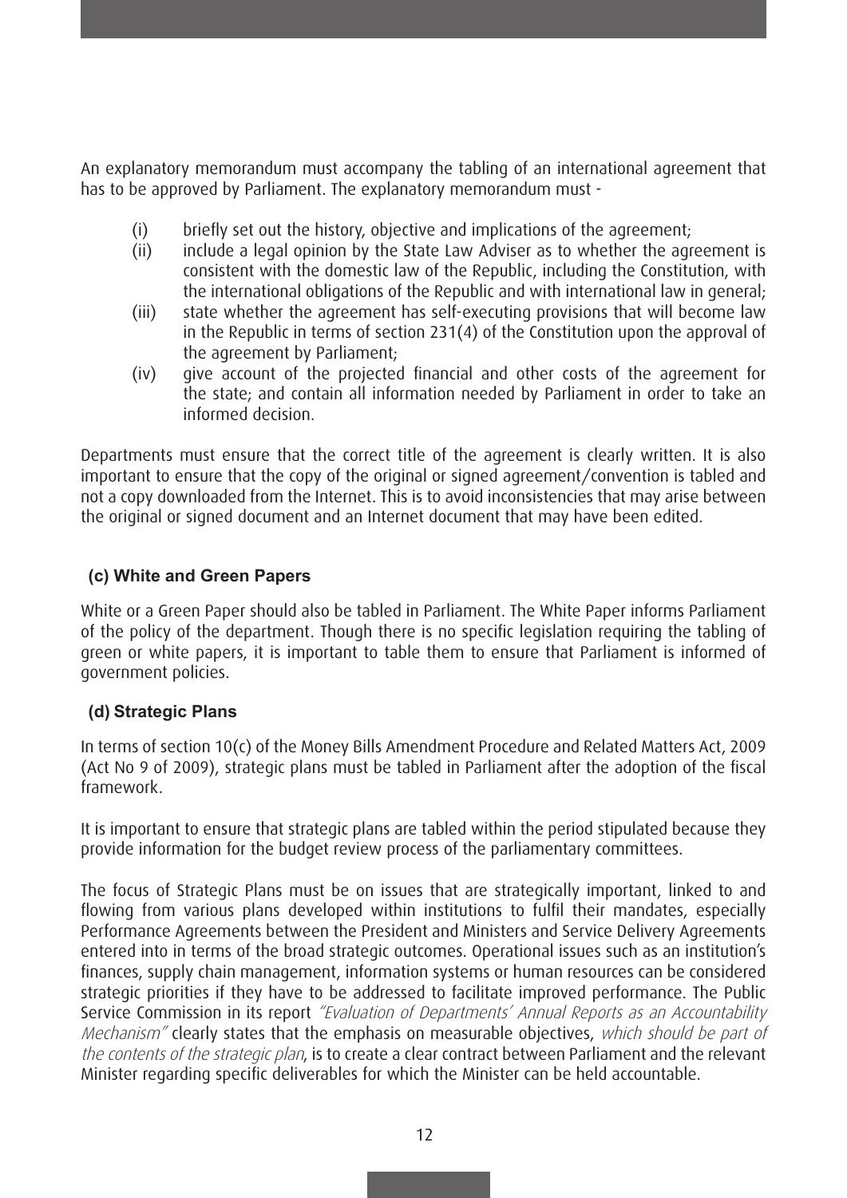An explanatory memorandum must accompany the tabling of an international agreement that has to be approved by Parliament. The explanatory memorandum must -

(i) briefly set out the history, objective and implications of the agreement;

(ii) include a legal opinion by the State Law Adviser as to whether the agreement is consistent with the domestic law of the Republic, including the Constitution, with the international obligations of the Republic and with international law in general;

(iii) state whether the agreement has self-executing provisions that will become law in the Republic in terms of section 231(4) of the Constitution upon the approval of the agreement by Parliament;

(iv) give account of the projected financial and other costs of the agreement for the state; and contain all information needed by Parliament in order to take an informed decision.

Departments must ensure that the correct title of the agreement is clearly written. It is also important to ensure that the copy of the original or signed agreement/convention is tabled and not a copy downloaded from the Internet. This is to avoid inconsistencies that may arise between the original or signed document and an Internet document that may have been edited.

### (c) White and Green Papers

White or a Green Paper should also be tabled in Parliament. The White Paper informs Parliament of the policy of the department. Though there is no specific legislation requiring the tabling of green or white papers, it is important to table them to ensure that Parliament is informed of government policies.

### (d) Strategic Plans

In terms of section 10(c) of the Money Bills Amendment Procedure and Related Matters Act, 2009 (Act No 9 of 2009), strategic plans must be tabled in Parliament after the adoption of the fiscal framework.

It is important to ensure that strategic plans are tabled within the period stipulated because they provide information for the budget review process of the parliamentary committees.

The focus of Strategic Plans must be on issues that are strategically important, linked to and flowing from various plans developed within institutions to fulfil their mandates, especially Performance Agreements between the President and Ministers and Service Delivery Agreements entered into in terms of the broad strategic outcomes. Operational issues such as an institution's finances, supply chain management, information systems or human resources can be considered strategic priorities if they have to be addressed to facilitate improved performance. The Public Service Commission in its report *"Evaluation of Departments' Annual Reports as an Accountability Mechanism"* clearly states that the emphasis on measurable objectives, *which should be part of the contents of the strategic plan*, is to create a clear contract between Parliament and the relevant Minister regarding specific deliverables for which the Minister can be held accountable.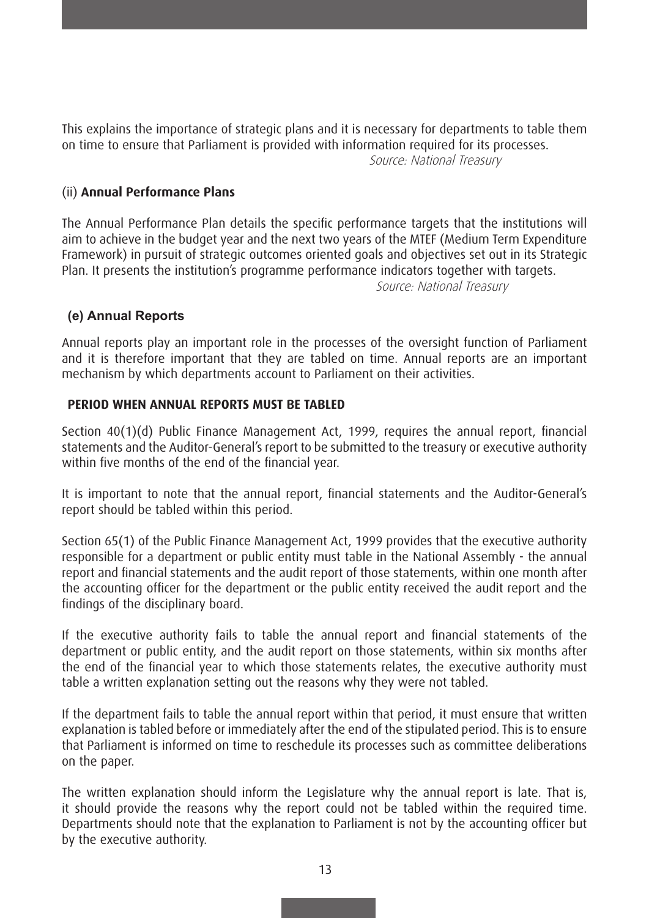This explains the importance of strategic plans and it is necessary for departments to table them on time to ensure that Parliament is provided with information required for its processes.

*Source: National Treasury*

(ii) **Annual Performance Plans**

The Annual Performance Plan details the specific performance targets that the institutions will aim to achieve in the budget year and the next two years of the MTEF (Medium Term Expenditure Framework) in pursuit of strategic outcomes oriented goals and objectives set out in its Strategic Plan. It presents the institution's programme performance indicators together with targets.

*Source: National Treasury*

### (e) Annual Reports

Annual reports play an important role in the processes of the oversight function of Parliament and it is therefore important that they are tabled on time. Annual reports are an important mechanism by which departments account to Parliament on their activities.

**PERIOD WHEN ANNUAL REPORTS MUST BE TABLED**

Section 40(1)(d) Public Finance Management Act, 1999, requires the annual report, financial statements and the Auditor-General's report to be submitted to the treasury or executive authority within five months of the end of the financial year.

It is important to note that the annual report, financial statements and the Auditor-General's report should be tabled within this period.

Section 65(1) of the Public Finance Management Act, 1999 provides that the executive authority responsible for a department or public entity must table in the National Assembly - the annual report and financial statements and the audit report of those statements, within one month after the accounting officer for the department or the public entity received the audit report and the findings of the disciplinary board.

If the executive authority fails to table the annual report and financial statements of the department or public entity, and the audit report on those statements, within six months after the end of the financial year to which those statements relates, the executive authority must table a written explanation setting out the reasons why they were not tabled.

If the department fails to table the annual report within that period, it must ensure that written explanation is tabled before or immediately after the end of the stipulated period. This is to ensure that Parliament is informed on time to reschedule its processes such as committee deliberations on the paper.

The written explanation should inform the Legislature why the annual report is late. That is, it should provide the reasons why the report could not be tabled within the required time. Departments should note that the explanation to Parliament is not by the accounting officer but by the executive authority.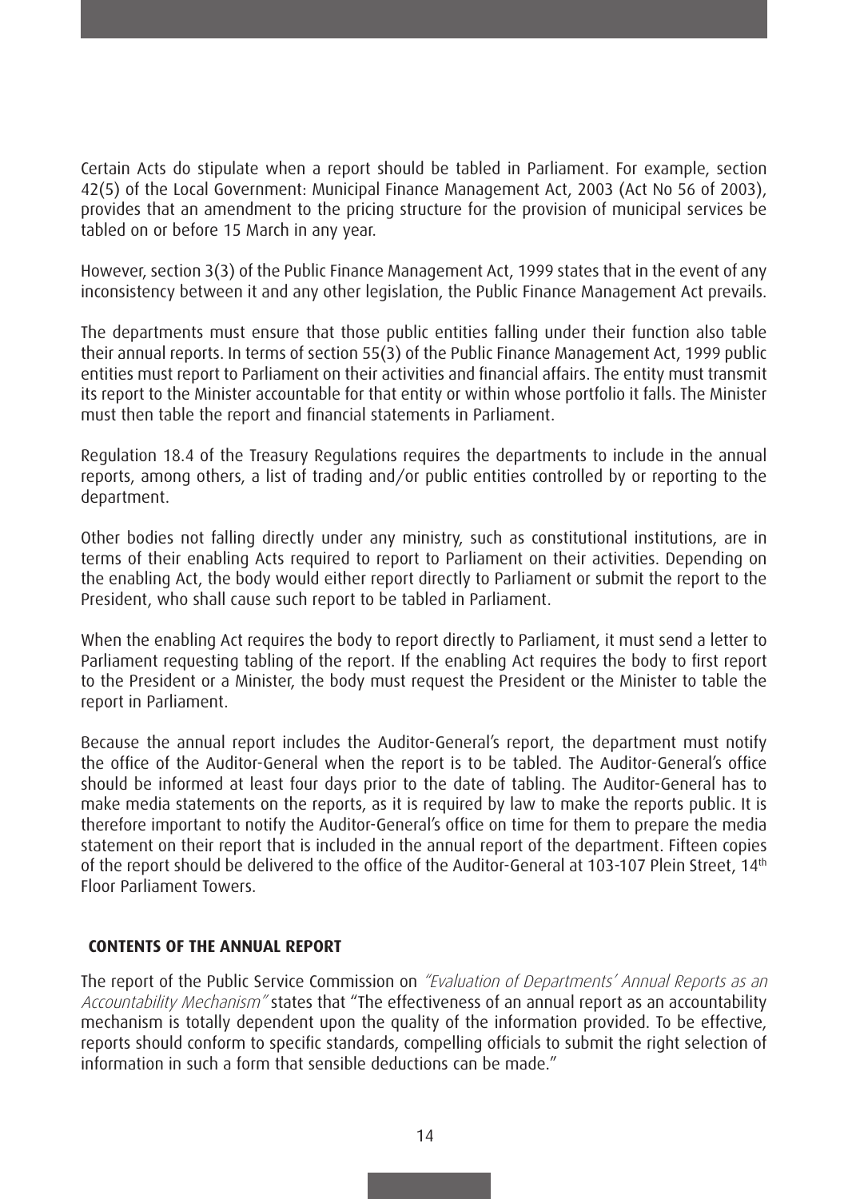Certain Acts do stipulate when a report should be tabled in Parliament. For example, section 42(5) of the Local Government: Municipal Finance Management Act, 2003 (Act No 56 of 2003), provides that an amendment to the pricing structure for the provision of municipal services be tabled on or before 15 March in any year.

However, section 3(3) of the Public Finance Management Act, 1999 states that in the event of any inconsistency between it and any other legislation, the Public Finance Management Act prevails.

The departments must ensure that those public entities falling under their function also table their annual reports. In terms of section 55(3) of the Public Finance Management Act, 1999 public entities must report to Parliament on their activities and financial affairs. The entity must transmit its report to the Minister accountable for that entity or within whose portfolio it falls. The Minister must then table the report and financial statements in Parliament.

Regulation 18.4 of the Treasury Regulations requires the departments to include in the annual reports, among others, a list of trading and/or public entities controlled by or reporting to the department.

Other bodies not falling directly under any ministry, such as constitutional institutions, are in terms of their enabling Acts required to report to Parliament on their activities. Depending on the enabling Act, the body would either report directly to Parliament or submit the report to the President, who shall cause such report to be tabled in Parliament.

When the enabling Act requires the body to report directly to Parliament, it must send a letter to Parliament requesting tabling of the report. If the enabling Act requires the body to first report to the President or a Minister, the body must request the President or the Minister to table the report in Parliament.

Because the annual report includes the Auditor-General's report, the department must notify the office of the Auditor-General when the report is to be tabled. The Auditor-General's office should be informed at least four days prior to the date of tabling. The Auditor-General has to make media statements on the reports, as it is required by law to make the reports public. It is therefore important to notify the Auditor-General's office on time for them to prepare the media statement on their report that is included in the annual report of the department. Fifteen copies of the report should be delivered to the office of the Auditor-General at 103-107 Plein Street, 14th Floor Parliament Towers.

## CONTENTS OF THE ANNUAL REPORT

The report of the Public Service Commission on *"Evaluation of Departments' Annual Reports as an Accountability Mechanism"* states that "The effectiveness of an annual report as an accountability mechanism is totally dependent upon the quality of the information provided. To be effective, reports should conform to specific standards, compelling officials to submit the right selection of information in such a form that sensible deductions can be made."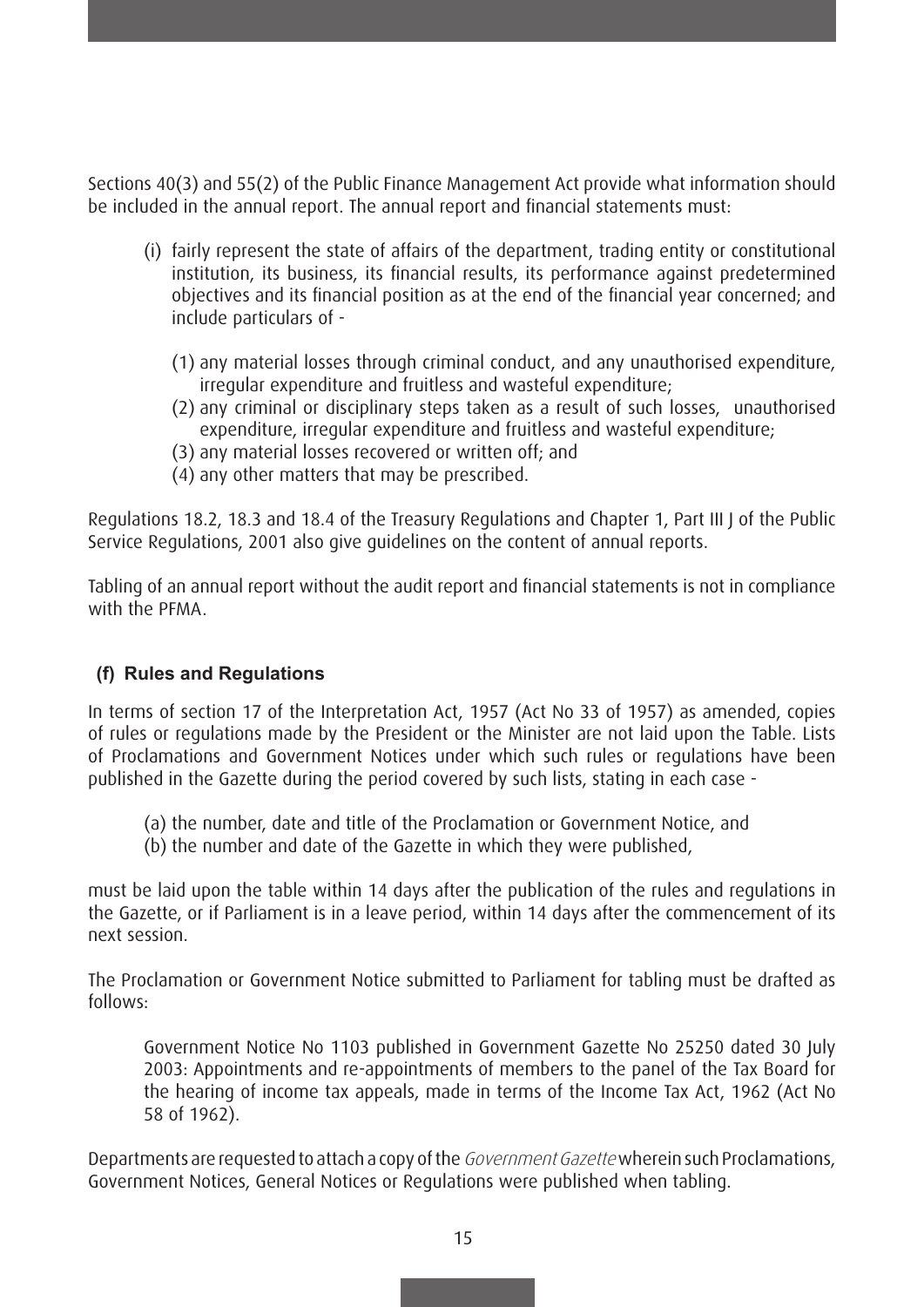Sections 40(3) and 55(2) of the Public Finance Management Act provide what information should be included in the annual report. The annual report and financial statements must:

(i) fairly represent the state of affairs of the department, trading entity or constitutional institution, its business, its financial results, its performance against predetermined objectives and its financial position as at the end of the financial year concerned; and include particulars of -

   (1) any material losses through criminal conduct, and any unauthorised expenditure, irregular expenditure and fruitless and wasteful expenditure;
   (2) any criminal or disciplinary steps taken as a result of such losses, unauthorised expenditure, irregular expenditure and fruitless and wasteful expenditure;
   (3) any material losses recovered or written off; and
   (4) any other matters that may be prescribed.

Regulations 18.2, 18.3 and 18.4 of the Treasury Regulations and Chapter 1, Part III J of the Public Service Regulations, 2001 also give guidelines on the content of annual reports.

Tabling of an annual report without the audit report and financial statements is not in compliance with the PFMA.

### (f) Rules and Regulations

In terms of section 17 of the Interpretation Act, 1957 (Act No 33 of 1957) as amended, copies of rules or regulations made by the President or the Minister are not laid upon the Table. Lists of Proclamations and Government Notices under which such rules or regulations have been published in the Gazette during the period covered by such lists, stating in each case -

(a) the number, date and title of the Proclamation or Government Notice, and
(b) the number and date of the Gazette in which they were published,

must be laid upon the table within 14 days after the publication of the rules and regulations in the Gazette, or if Parliament is in a leave period, within 14 days after the commencement of its next session.

The Proclamation or Government Notice submitted to Parliament for tabling must be drafted as follows:

> Government Notice No 1103 published in Government Gazette No 25250 dated 30 July 2003: Appointments and re-appointments of members to the panel of the Tax Board for the hearing of income tax appeals, made in terms of the Income Tax Act, 1962 (Act No 58 of 1962).

Departments are requested to attach a copy of the *Government Gazette* wherein such Proclamations, Government Notices, General Notices or Regulations were published when tabling.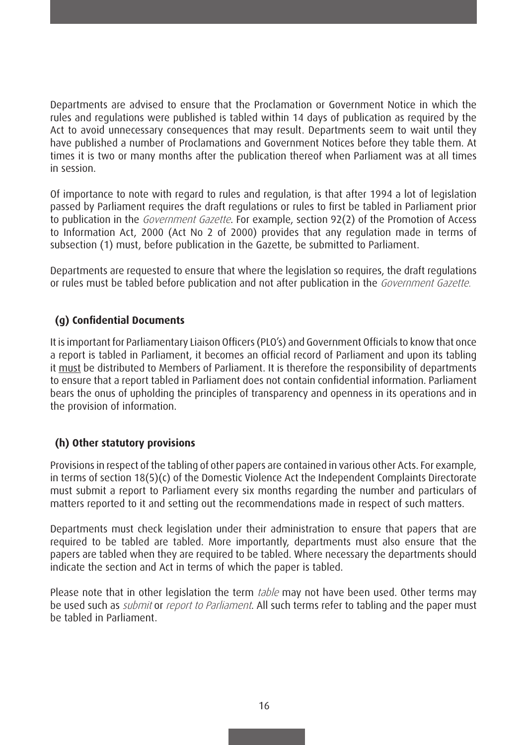Departments are advised to ensure that the Proclamation or Government Notice in which the rules and regulations were published is tabled within 14 days of publication as required by the Act to avoid unnecessary consequences that may result. Departments seem to wait until they have published a number of Proclamations and Government Notices before they table them. At times it is two or many months after the publication thereof when Parliament was at all times in session.

Of importance to note with regard to rules and regulation, is that after 1994 a lot of legislation passed by Parliament requires the draft regulations or rules to first be tabled in Parliament prior to publication in the *Government Gazette*. For example, section 92(2) of the Promotion of Access to Information Act, 2000 (Act No 2 of 2000) provides that any regulation made in terms of subsection (1) must, before publication in the Gazette, be submitted to Parliament.

Departments are requested to ensure that where the legislation so requires, the draft regulations or rules must be tabled before publication and not after publication in the *Government Gazette.*

### (g) Confidential Documents

It is important for Parliamentary Liaison Officers (PLO's) and Government Officials to know that once a report is tabled in Parliament, it becomes an official record of Parliament and upon its tabling it must be distributed to Members of Parliament. It is therefore the responsibility of departments to ensure that a report tabled in Parliament does not contain confidential information. Parliament bears the onus of upholding the principles of transparency and openness in its operations and in the provision of information.

### (h) Other statutory provisions

Provisions in respect of the tabling of other papers are contained in various other Acts. For example, in terms of section 18(5)(c) of the Domestic Violence Act the Independent Complaints Directorate must submit a report to Parliament every six months regarding the number and particulars of matters reported to it and setting out the recommendations made in respect of such matters.

Departments must check legislation under their administration to ensure that papers that are required to be tabled are tabled. More importantly, departments must also ensure that the papers are tabled when they are required to be tabled. Where necessary the departments should indicate the section and Act in terms of which the paper is tabled.

Please note that in other legislation the term *table* may not have been used. Other terms may be used such as *submit* or *report to Parliament*. All such terms refer to tabling and the paper must be tabled in Parliament.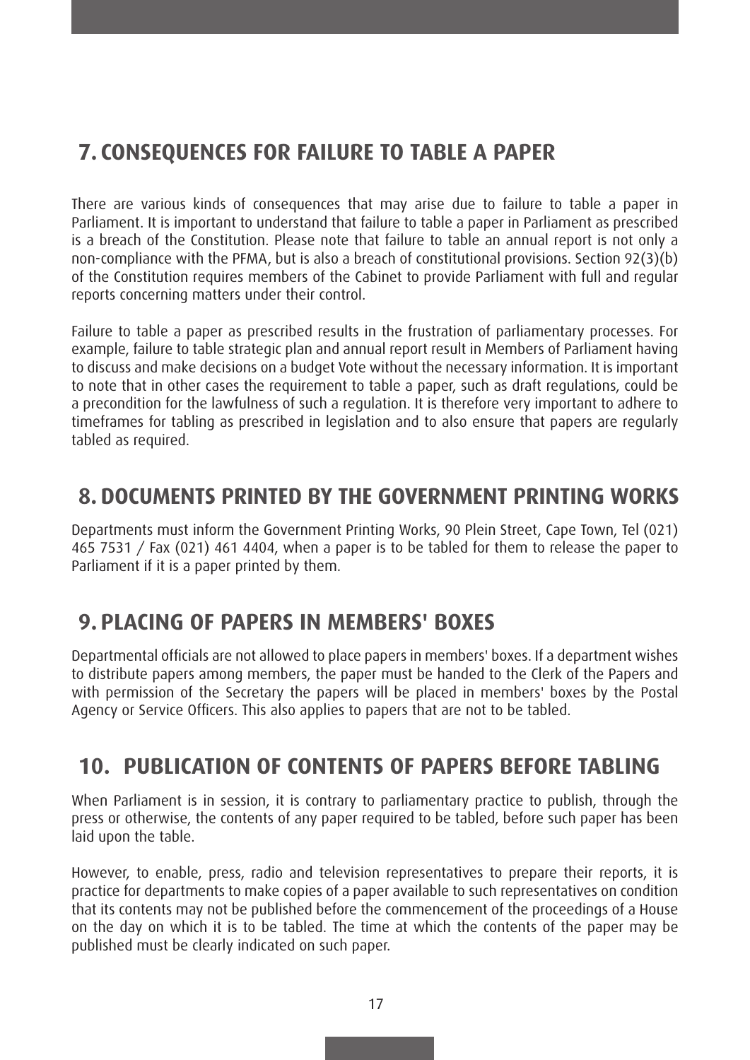## 7. CONSEQUENCES FOR FAILURE TO TABLE A PAPER

There are various kinds of consequences that may arise due to failure to table a paper in Parliament. It is important to understand that failure to table a paper in Parliament as prescribed is a breach of the Constitution. Please note that failure to table an annual report is not only a non-compliance with the PFMA, but is also a breach of constitutional provisions. Section 92(3)(b) of the Constitution requires members of the Cabinet to provide Parliament with full and regular reports concerning matters under their control.

Failure to table a paper as prescribed results in the frustration of parliamentary processes. For example, failure to table strategic plan and annual report result in Members of Parliament having to discuss and make decisions on a budget Vote without the necessary information. It is important to note that in other cases the requirement to table a paper, such as draft regulations, could be a precondition for the lawfulness of such a regulation. It is therefore very important to adhere to timeframes for tabling as prescribed in legislation and to also ensure that papers are regularly tabled as required.

## 8. DOCUMENTS PRINTED BY THE GOVERNMENT PRINTING WORKS

Departments must inform the Government Printing Works, 90 Plein Street, Cape Town, Tel (021) 465 7531 / Fax (021) 461 4404, when a paper is to be tabled for them to release the paper to Parliament if it is a paper printed by them.

## 9. PLACING OF PAPERS IN MEMBERS' BOXES

Departmental officials are not allowed to place papers in members' boxes. If a department wishes to distribute papers among members, the paper must be handed to the Clerk of the Papers and with permission of the Secretary the papers will be placed in members' boxes by the Postal Agency or Service Officers. This also applies to papers that are not to be tabled.

## 10. PUBLICATION OF CONTENTS OF PAPERS BEFORE TABLING

When Parliament is in session, it is contrary to parliamentary practice to publish, through the press or otherwise, the contents of any paper required to be tabled, before such paper has been laid upon the table.

However, to enable, press, radio and television representatives to prepare their reports, it is practice for departments to make copies of a paper available to such representatives on condition that its contents may not be published before the commencement of the proceedings of a House on the day on which it is to be tabled. The time at which the contents of the paper may be published must be clearly indicated on such paper.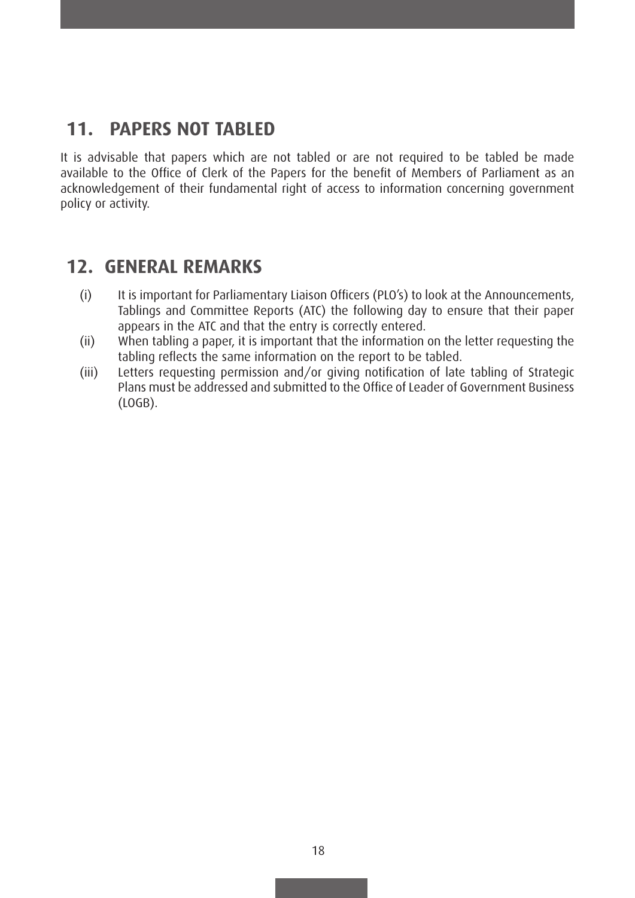## 11. PAPERS NOT TABLED

It is advisable that papers which are not tabled or are not required to be tabled be made available to the Office of Clerk of the Papers for the benefit of Members of Parliament as an acknowledgement of their fundamental right of access to information concerning government policy or activity.

## 12. GENERAL REMARKS

(i) It is important for Parliamentary Liaison Officers (PLO's) to look at the Announcements, Tablings and Committee Reports (ATC) the following day to ensure that their paper appears in the ATC and that the entry is correctly entered.

(ii) When tabling a paper, it is important that the information on the letter requesting the tabling reflects the same information on the report to be tabled.

(iii) Letters requesting permission and/or giving notification of late tabling of Strategic Plans must be addressed and submitted to the Office of Leader of Government Business (LOGB).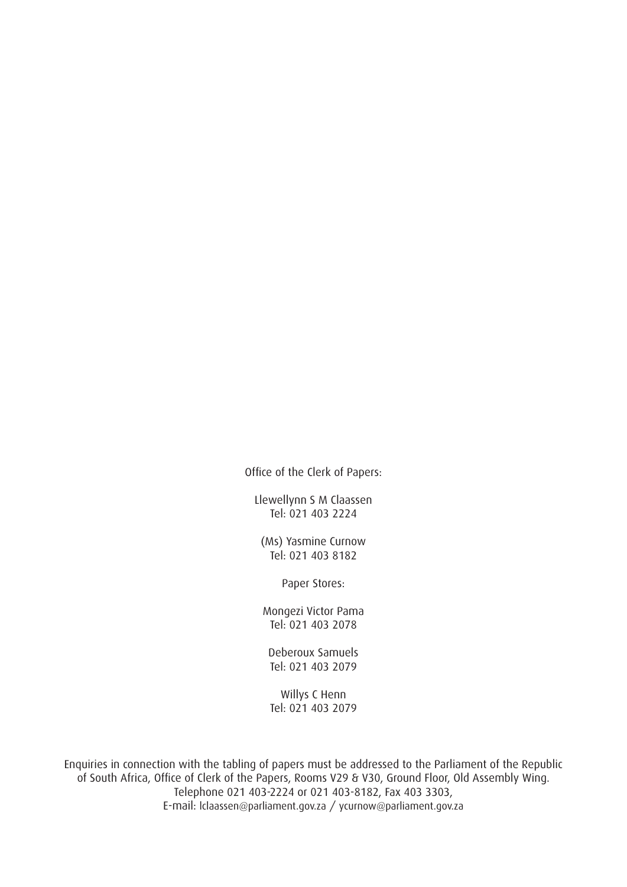Office of the Clerk of Papers:

Llewellynn S M Claassen
Tel: 021 403 2224

(Ms) Yasmine Curnow
Tel: 021 403 8182

Paper Stores:

Mongezi Victor Pama
Tel: 021 403 2078

Deberoux Samuels
Tel: 021 403 2079

Willys C Henn
Tel: 021 403 2079

Enquiries in connection with the tabling of papers must be addressed to the Parliament of the Republic of South Africa, Office of Clerk of the Papers, Rooms V29 & V30, Ground Floor, Old Assembly Wing. Telephone 021 403-2224 or 021 403-8182, Fax 403 3303, E-mail: lclaassen@parliament.gov.za / ycurnow@parliament.gov.za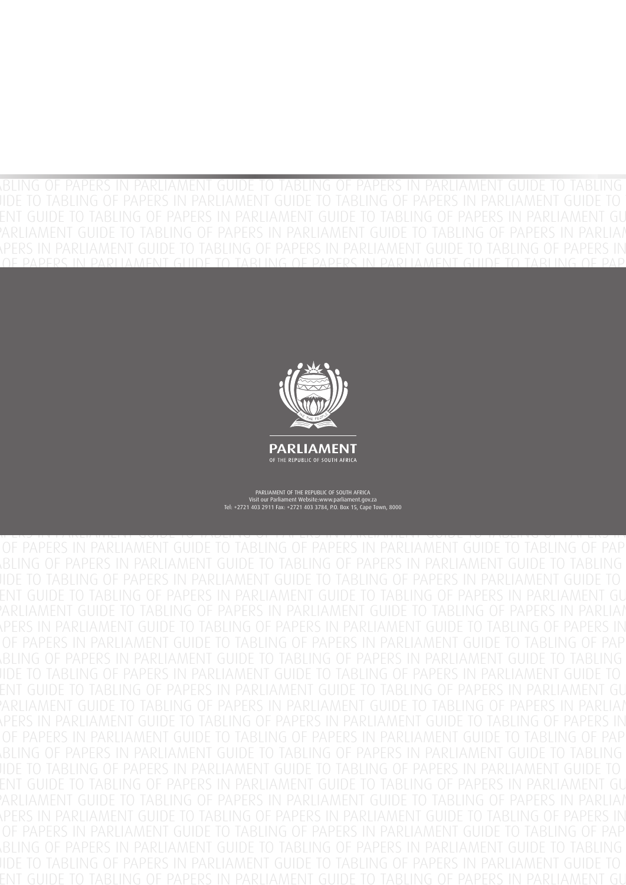PARLIAMENT

OF THE REPUBLIC OF SOUTH AFRICA

PARLIAMENT OF THE REPUBLIC OF SOUTH AFRICA
Visit our Parliament Website:www.parliament.gov.za
Tel: +2721 403 2911 Fax: +2721 403 3784, P.O. Box 15, Cape Town, 8000